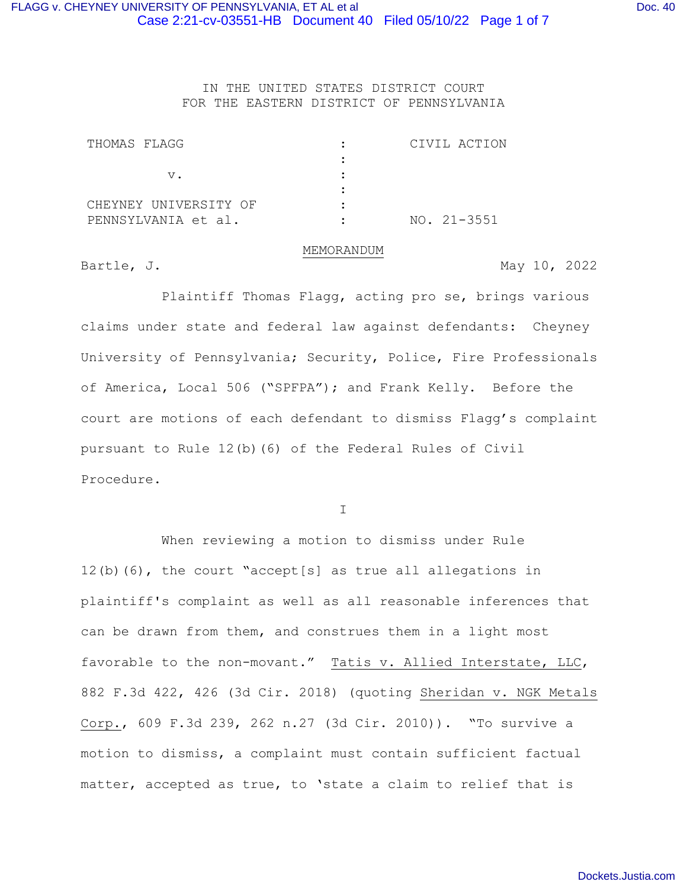IN THE UNITED STATES DISTRICT COURT
FOR THE EASTERN DISTRICT OF PENNSYLVANIA

| | | |
|---|---|---|
| THOMAS FLAGG | : | CIVIL ACTION |
| | : | |
| v. | : | |
| | : | |
| CHEYNEY UNIVERSITY OF PENNSYLVANIA et al. | : | NO. 21-3551 |

MEMORANDUM

Bartle, J. May 10, 2022

Plaintiff Thomas Flagg, acting pro se, brings various claims under state and federal law against defendants: Cheyney University of Pennsylvania; Security, Police, Fire Professionals of America, Local 506 ("SPFPA"); and Frank Kelly. Before the court are motions of each defendant to dismiss Flagg's complaint pursuant to Rule 12(b)(6) of the Federal Rules of Civil Procedure.

I

When reviewing a motion to dismiss under Rule 12(b)(6), the court "accept[s] as true all allegations in plaintiff's complaint as well as all reasonable inferences that can be drawn from them, and construes them in a light most favorable to the non-movant." Tatis v. Allied Interstate, LLC, 882 F.3d 422, 426 (3d Cir. 2018) (quoting Sheridan v. NGK Metals Corp., 609 F.3d 239, 262 n.27 (3d Cir. 2010)). "To survive a motion to dismiss, a complaint must contain sufficient factual matter, accepted as true, to 'state a claim to relief that is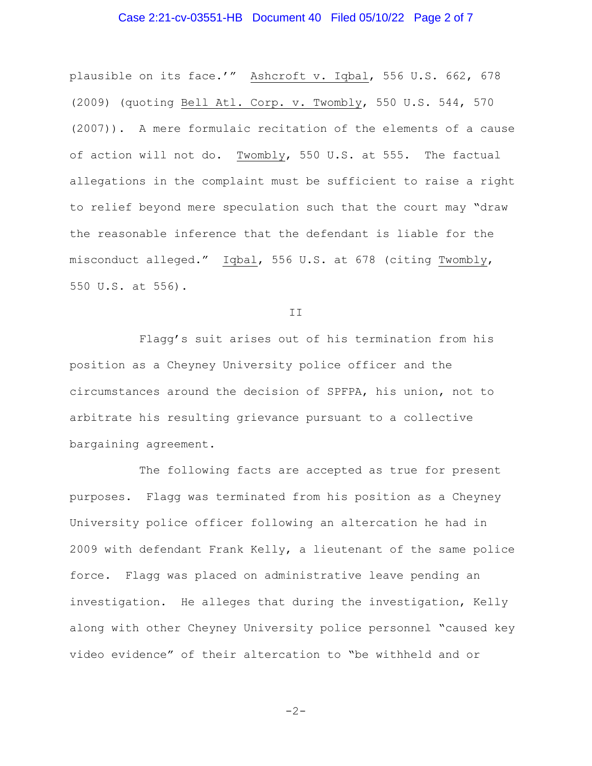plausible on its face.'" Ashcroft v. Iqbal, 556 U.S. 662, 678 (2009) (quoting Bell Atl. Corp. v. Twombly, 550 U.S. 544, 570 (2007)). A mere formulaic recitation of the elements of a cause of action will not do. Twombly, 550 U.S. at 555. The factual allegations in the complaint must be sufficient to raise a right to relief beyond mere speculation such that the court may "draw the reasonable inference that the defendant is liable for the misconduct alleged." Iqbal, 556 U.S. at 678 (citing Twombly, 550 U.S. at 556).

## II

Flagg's suit arises out of his termination from his position as a Cheyney University police officer and the circumstances around the decision of SPFPA, his union, not to arbitrate his resulting grievance pursuant to a collective bargaining agreement.

The following facts are accepted as true for present purposes. Flagg was terminated from his position as a Cheyney University police officer following an altercation he had in 2009 with defendant Frank Kelly, a lieutenant of the same police force. Flagg was placed on administrative leave pending an investigation. He alleges that during the investigation, Kelly along with other Cheyney University police personnel "caused key video evidence" of their altercation to "be withheld and or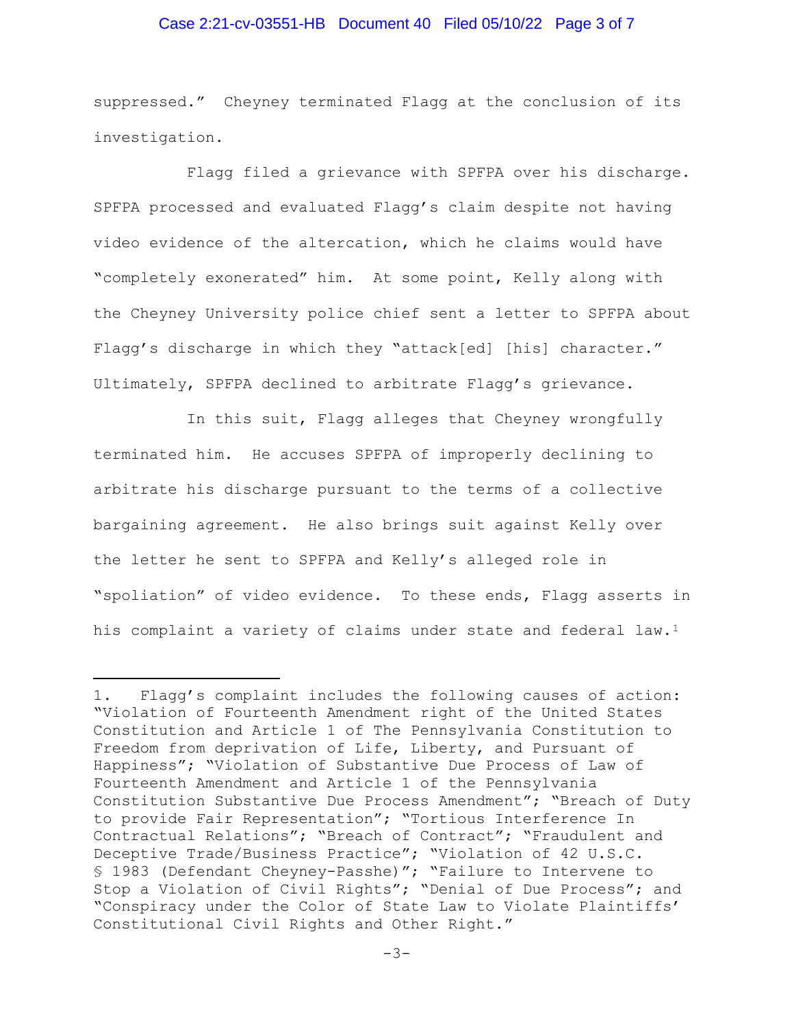suppressed." Cheyney terminated Flagg at the conclusion of its investigation.

Flagg filed a grievance with SPFPA over his discharge. SPFPA processed and evaluated Flagg's claim despite not having video evidence of the altercation, which he claims would have "completely exonerated" him. At some point, Kelly along with the Cheyney University police chief sent a letter to SPFPA about Flagg's discharge in which they "attack[ed] [his] character." Ultimately, SPFPA declined to arbitrate Flagg's grievance.

In this suit, Flagg alleges that Cheyney wrongfully terminated him. He accuses SPFPA of improperly declining to arbitrate his discharge pursuant to the terms of a collective bargaining agreement. He also brings suit against Kelly over the letter he sent to SPFPA and Kelly's alleged role in "spoliation" of video evidence. To these ends, Flagg asserts in his complaint a variety of claims under state and federal law.[1]

---

1. Flagg's complaint includes the following causes of action: "Violation of Fourteenth Amendment right of the United States Constitution and Article 1 of The Pennsylvania Constitution to Freedom from deprivation of Life, Liberty, and Pursuant of Happiness"; "Violation of Substantive Due Process of Law of Fourteenth Amendment and Article 1 of the Pennsylvania Constitution Substantive Due Process Amendment"; "Breach of Duty to provide Fair Representation"; "Tortious Interference In Contractual Relations"; "Breach of Contract"; "Fraudulent and Deceptive Trade/Business Practice"; "Violation of 42 U.S.C. § 1983 (Defendant Cheyney-Passhe)"; "Failure to Intervene to Stop a Violation of Civil Rights"; "Denial of Due Process"; and "Conspiracy under the Color of State Law to Violate Plaintiffs' Constitutional Civil Rights and Other Right."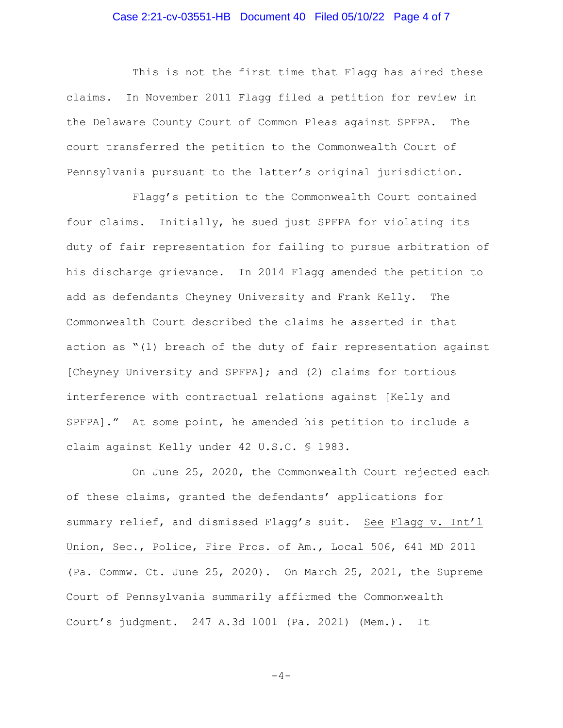This is not the first time that Flagg has aired these claims. In November 2011 Flagg filed a petition for review in the Delaware County Court of Common Pleas against SPFPA. The court transferred the petition to the Commonwealth Court of Pennsylvania pursuant to the latter's original jurisdiction.

Flagg's petition to the Commonwealth Court contained four claims. Initially, he sued just SPFPA for violating its duty of fair representation for failing to pursue arbitration of his discharge grievance. In 2014 Flagg amended the petition to add as defendants Cheyney University and Frank Kelly. The Commonwealth Court described the claims he asserted in that action as "(1) breach of the duty of fair representation against [Cheyney University and SPFPA]; and (2) claims for tortious interference with contractual relations against [Kelly and SPFPA]." At some point, he amended his petition to include a claim against Kelly under 42 U.S.C. § 1983.

On June 25, 2020, the Commonwealth Court rejected each of these claims, granted the defendants' applications for summary relief, and dismissed Flagg's suit. <u>See</u> <u>Flagg v. Int'l Union, Sec., Police, Fire Pros. of Am., Local 506</u>, 641 MD 2011 (Pa. Commw. Ct. June 25, 2020). On March 25, 2021, the Supreme Court of Pennsylvania summarily affirmed the Commonwealth Court's judgment. 247 A.3d 1001 (Pa. 2021) (Mem.). It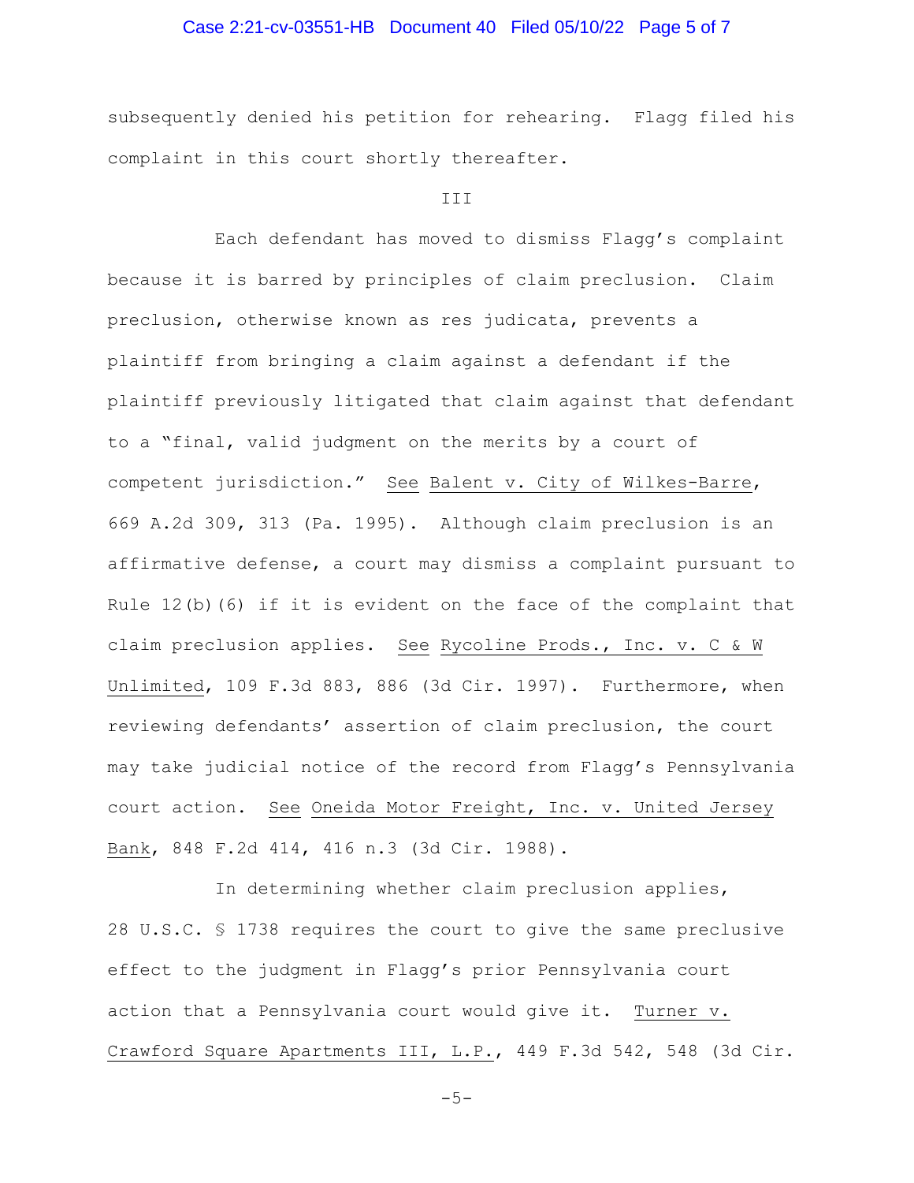subsequently denied his petition for rehearing. Flagg filed his complaint in this court shortly thereafter.

III

Each defendant has moved to dismiss Flagg's complaint because it is barred by principles of claim preclusion. Claim preclusion, otherwise known as res judicata, prevents a plaintiff from bringing a claim against a defendant if the plaintiff previously litigated that claim against that defendant to a "final, valid judgment on the merits by a court of competent jurisdiction." See Balent v. City of Wilkes-Barre, 669 A.2d 309, 313 (Pa. 1995). Although claim preclusion is an affirmative defense, a court may dismiss a complaint pursuant to Rule 12(b)(6) if it is evident on the face of the complaint that claim preclusion applies. See Rycoline Prods., Inc. v. C & W Unlimited, 109 F.3d 883, 886 (3d Cir. 1997). Furthermore, when reviewing defendants' assertion of claim preclusion, the court may take judicial notice of the record from Flagg's Pennsylvania court action. See Oneida Motor Freight, Inc. v. United Jersey Bank, 848 F.2d 414, 416 n.3 (3d Cir. 1988).

In determining whether claim preclusion applies, 28 U.S.C. § 1738 requires the court to give the same preclusive effect to the judgment in Flagg's prior Pennsylvania court action that a Pennsylvania court would give it. Turner v. Crawford Square Apartments III, L.P., 449 F.3d 542, 548 (3d Cir.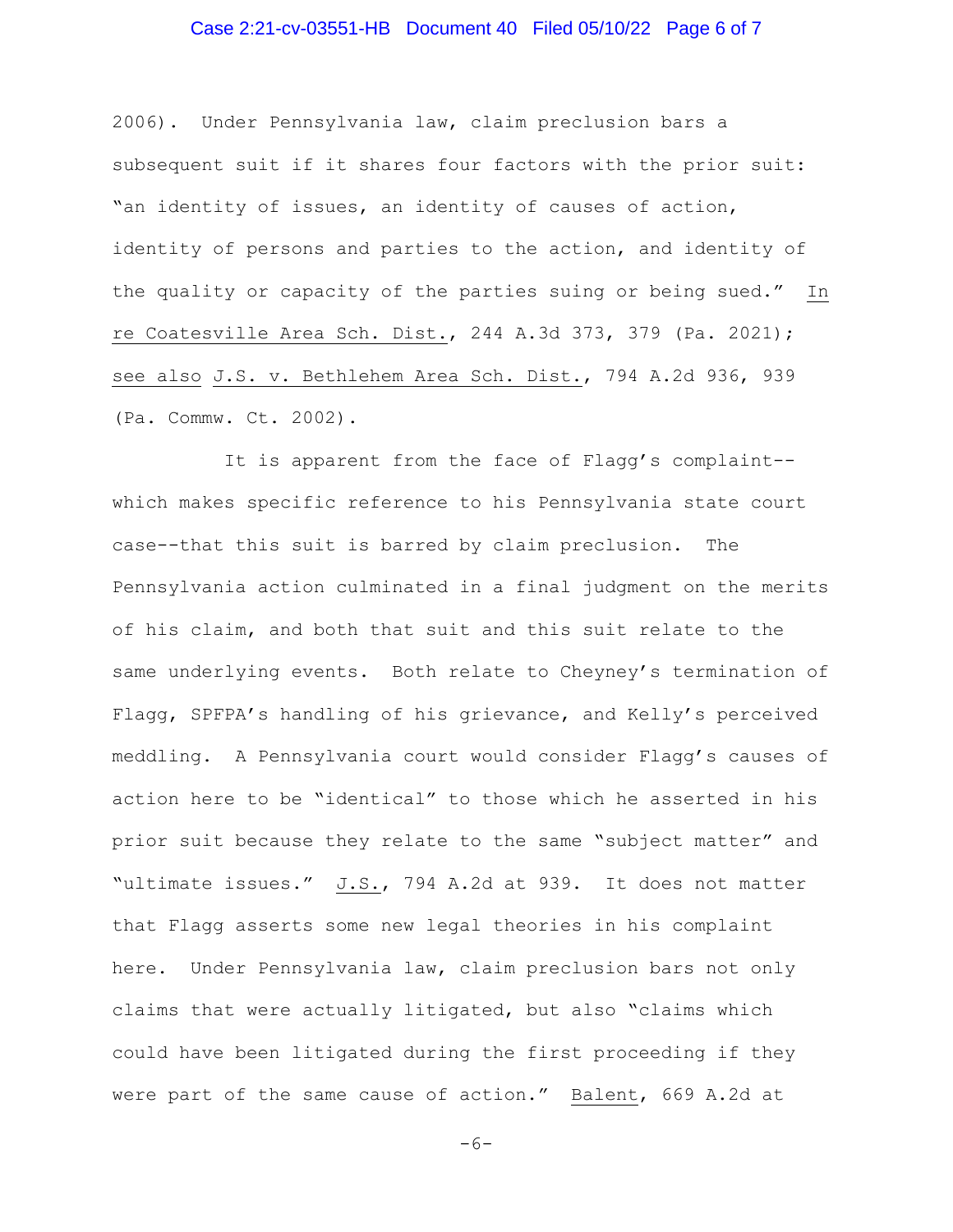2006). Under Pennsylvania law, claim preclusion bars a subsequent suit if it shares four factors with the prior suit: "an identity of issues, an identity of causes of action, identity of persons and parties to the action, and identity of the quality or capacity of the parties suing or being sued." In re Coatesville Area Sch. Dist., 244 A.3d 373, 379 (Pa. 2021); see also J.S. v. Bethlehem Area Sch. Dist., 794 A.2d 936, 939 (Pa. Commw. Ct. 2002).

It is apparent from the face of Flagg's complaint--which makes specific reference to his Pennsylvania state court case--that this suit is barred by claim preclusion. The Pennsylvania action culminated in a final judgment on the merits of his claim, and both that suit and this suit relate to the same underlying events. Both relate to Cheyney's termination of Flagg, SPFPA's handling of his grievance, and Kelly's perceived meddling. A Pennsylvania court would consider Flagg's causes of action here to be "identical" to those which he asserted in his prior suit because they relate to the same "subject matter" and "ultimate issues." J.S., 794 A.2d at 939. It does not matter that Flagg asserts some new legal theories in his complaint here. Under Pennsylvania law, claim preclusion bars not only claims that were actually litigated, but also "claims which could have been litigated during the first proceeding if they were part of the same cause of action." Balent, 669 A.2d at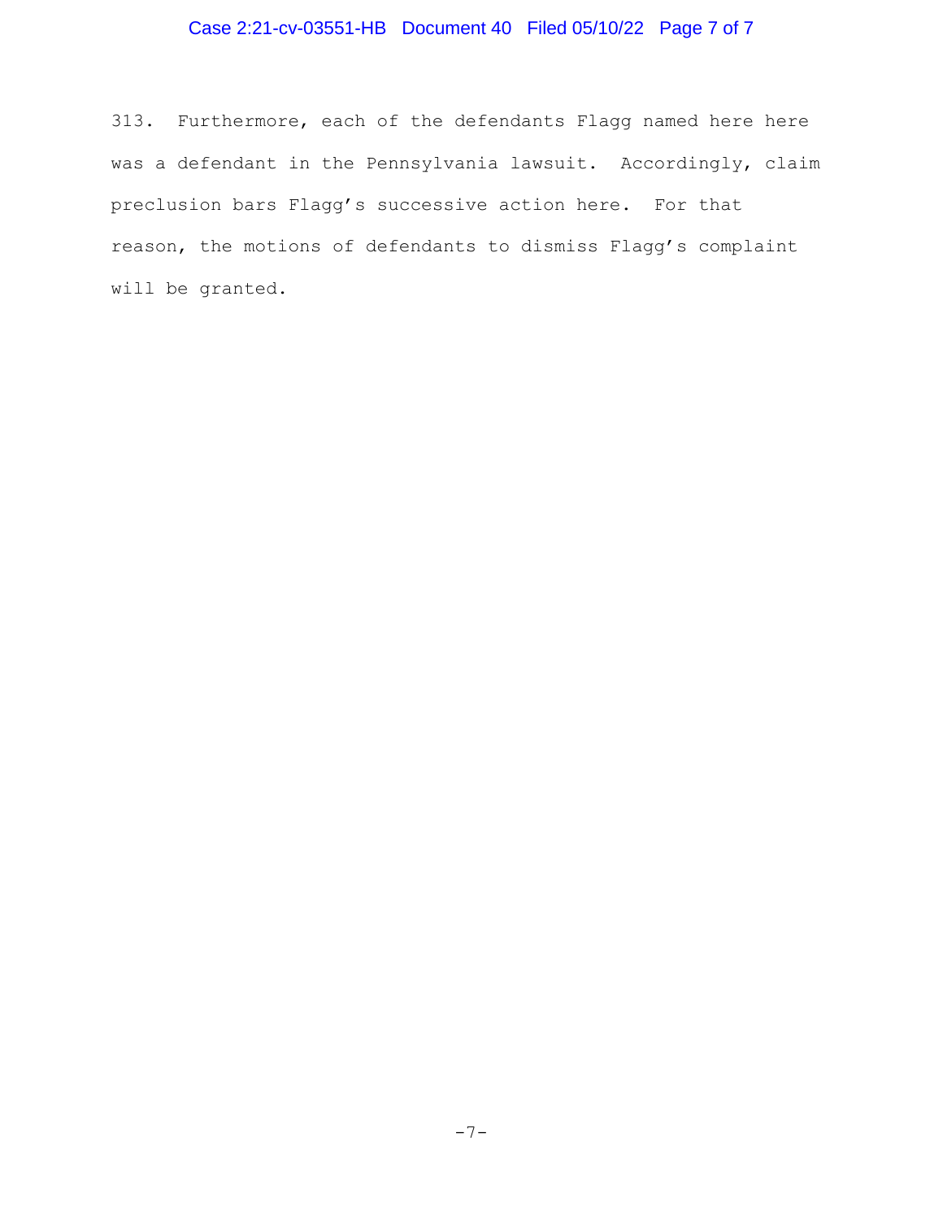313. Furthermore, each of the defendants Flagg named here here was a defendant in the Pennsylvania lawsuit. Accordingly, claim preclusion bars Flagg's successive action here. For that reason, the motions of defendants to dismiss Flagg's complaint will be granted.